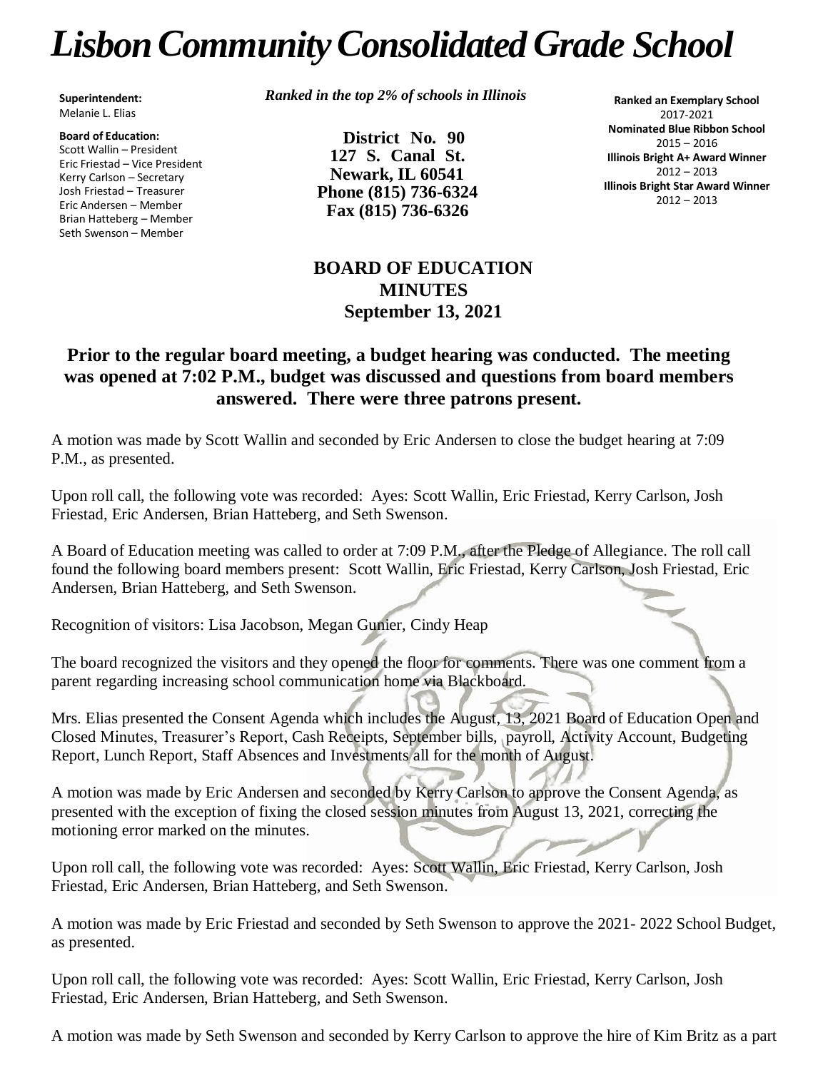# *Lisbon Community Consolidated Grade School*

**Superintendent:**
Melanie L. Elias

**Board of Education:**
Scott Wallin – President
Eric Friestad – Vice President
Kerry Carlson – Secretary
Josh Friestad – Treasurer
Eric Andersen – Member
Brian Hatteberg – Member
Seth Swenson – Member

***Ranked in the top 2% of schools in Illinois***

**District No. 90**
**127 S. Canal St.**
**Newark, IL 60541**
**Phone (815) 736-6324**
**Fax (815) 736-6326**

**Ranked an Exemplary School**
2017-2021
**Nominated Blue Ribbon School**
2015 – 2016
**Illinois Bright A+ Award Winner**
2012 – 2013
**Illinois Bright Star Award Winner**
2012 – 2013

## BOARD OF EDUCATION MINUTES
## September 13, 2021

### Prior to the regular board meeting, a budget hearing was conducted. The meeting was opened at 7:02 P.M., budget was discussed and questions from board members answered. There were three patrons present.

A motion was made by Scott Wallin and seconded by Eric Andersen to close the budget hearing at 7:09 P.M., as presented.

Upon roll call, the following vote was recorded: Ayes: Scott Wallin, Eric Friestad, Kerry Carlson, Josh Friestad, Eric Andersen, Brian Hatteberg, and Seth Swenson.

A Board of Education meeting was called to order at 7:09 P.M., after the Pledge of Allegiance. The roll call found the following board members present: Scott Wallin, Eric Friestad, Kerry Carlson, Josh Friestad, Eric Andersen, Brian Hatteberg, and Seth Swenson.

Recognition of visitors: Lisa Jacobson, Megan Gunier, Cindy Heap

The board recognized the visitors and they opened the floor for comments. There was one comment from a parent regarding increasing school communication home via Blackboard.

Mrs. Elias presented the Consent Agenda which includes the August, 13, 2021 Board of Education Open and Closed Minutes, Treasurer's Report, Cash Receipts, September bills, payroll, Activity Account, Budgeting Report, Lunch Report, Staff Absences and Investments all for the month of August.

A motion was made by Eric Andersen and seconded by Kerry Carlson to approve the Consent Agenda, as presented with the exception of fixing the closed session minutes from August 13, 2021, correcting the motioning error marked on the minutes.

Upon roll call, the following vote was recorded: Ayes: Scott Wallin, Eric Friestad, Kerry Carlson, Josh Friestad, Eric Andersen, Brian Hatteberg, and Seth Swenson.

A motion was made by Eric Friestad and seconded by Seth Swenson to approve the 2021- 2022 School Budget, as presented.

Upon roll call, the following vote was recorded: Ayes: Scott Wallin, Eric Friestad, Kerry Carlson, Josh Friestad, Eric Andersen, Brian Hatteberg, and Seth Swenson.

A motion was made by Seth Swenson and seconded by Kerry Carlson to approve the hire of Kim Britz as a part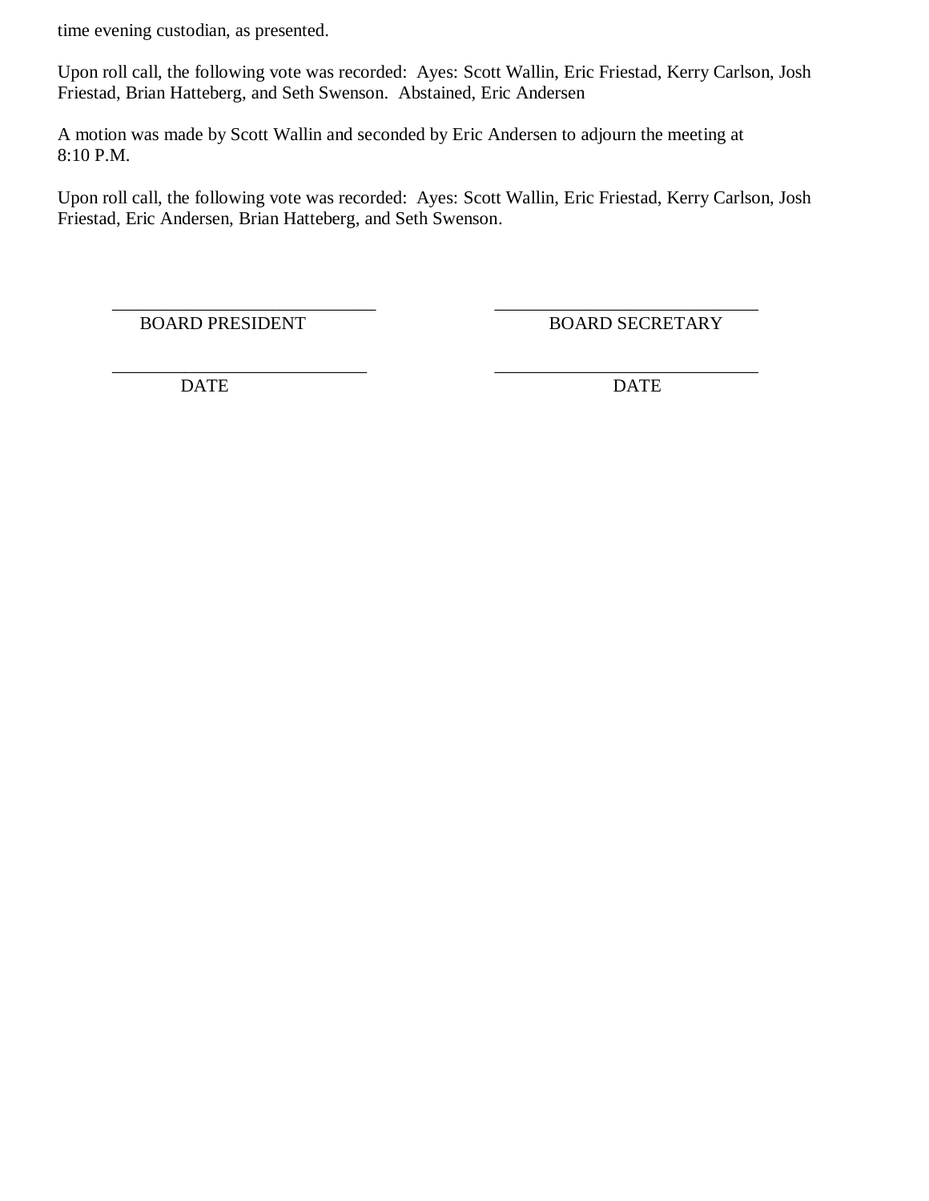time evening custodian, as presented.

Upon roll call, the following vote was recorded: Ayes: Scott Wallin, Eric Friestad, Kerry Carlson, Josh Friestad, Brian Hatteberg, and Seth Swenson. Abstained, Eric Andersen

A motion was made by Scott Wallin and seconded by Eric Andersen to adjourn the meeting at 8:10 P.M.

Upon roll call, the following vote was recorded: Ayes: Scott Wallin, Eric Friestad, Kerry Carlson, Josh Friestad, Eric Andersen, Brian Hatteberg, and Seth Swenson.

| | |
|---|---|
| ____________________________ | ____________________________ |
| BOARD PRESIDENT | BOARD SECRETARY |
| ____________________________ | ____________________________ |
| DATE | DATE |